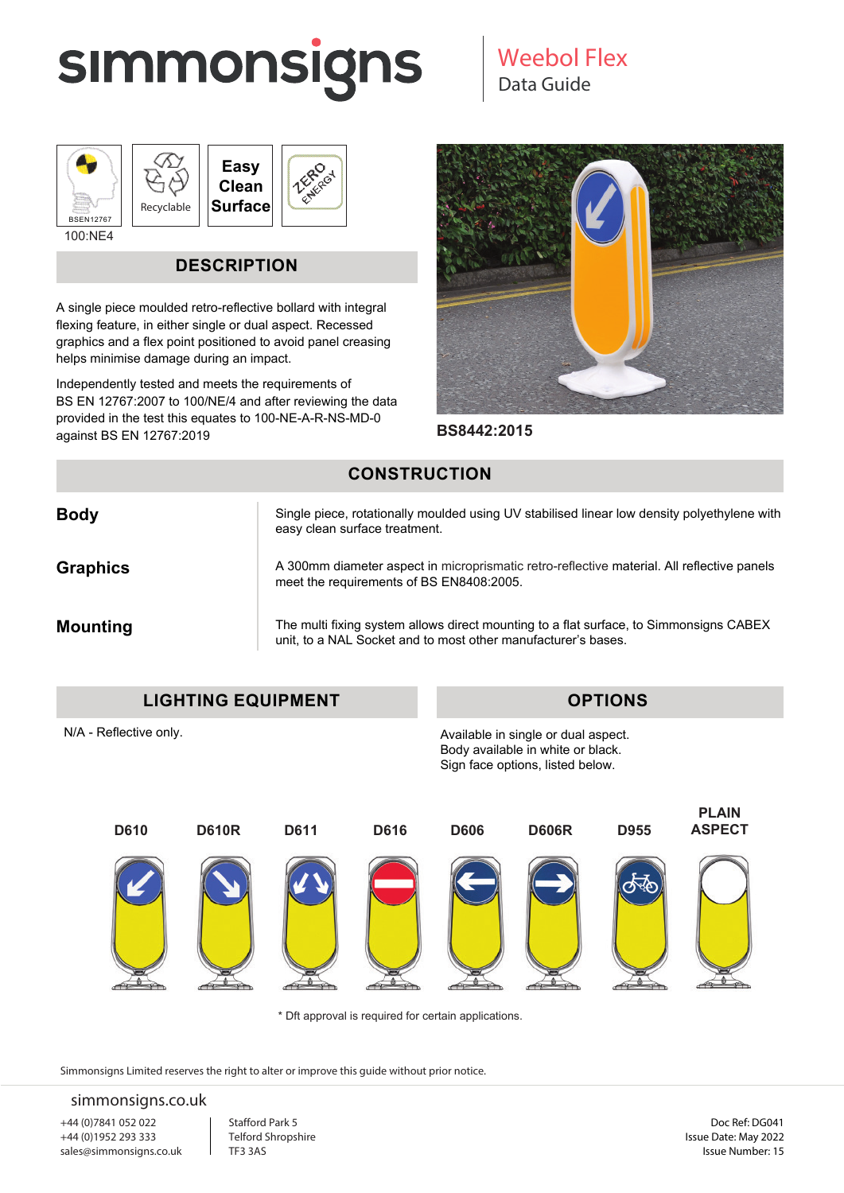# simmonsigns

## Weebol Flex
Data Guide

BSEN12767 | Recyclable | Easy Clean Surface | ZERO ENERGY

100:NE4

## DESCRIPTION

A single piece moulded retro-reflective bollard with integral flexing feature, in either single or dual aspect. Recessed graphics and a flex point positioned to avoid panel creasing helps minimise damage during an impact.

Independently tested and meets the requirements of BS EN 12767:2007 to 100/NE/4 and after reviewing the data provided in the test this equates to 100-NE-A-R-NS-MD-0 against BS EN 12767:2019

**BS8442:2015**

## CONSTRUCTION

| | |
|---|---|
| **Body** | Single piece, rotationally moulded using UV stabilised linear low density polyethylene with easy clean surface treatment. |
| **Graphics** | A 300mm diameter aspect in microprismatic retro-reflective material. All reflective panels meet the requirements of BS EN8408:2005. |
| **Mounting** | The multi fixing system allows direct mounting to a flat surface, to Simmonsigns CABEX unit, to a NAL Socket and to most other manufacturer's bases. |

## LIGHTING EQUIPMENT

N/A - Reflective only.

## OPTIONS

Available in single or dual aspect.
Body available in white or black.
Sign face options, listed below.

D610 | D610R | D611 | D616 | D606 | D606R | D955 | PLAIN ASPECT

* Dft approval is required for certain applications.

Simmonsigns Limited reserves the right to alter or improve this guide without prior notice.

simmonsigns.co.uk

+44 (0)7841 052 022
+44 (0)1952 293 333
sales@simmonsigns.co.uk

Stafford Park 5
Telford Shropshire
TF3 3AS

Doc Ref: DG041
Issue Date: May 2022
Issue Number: 15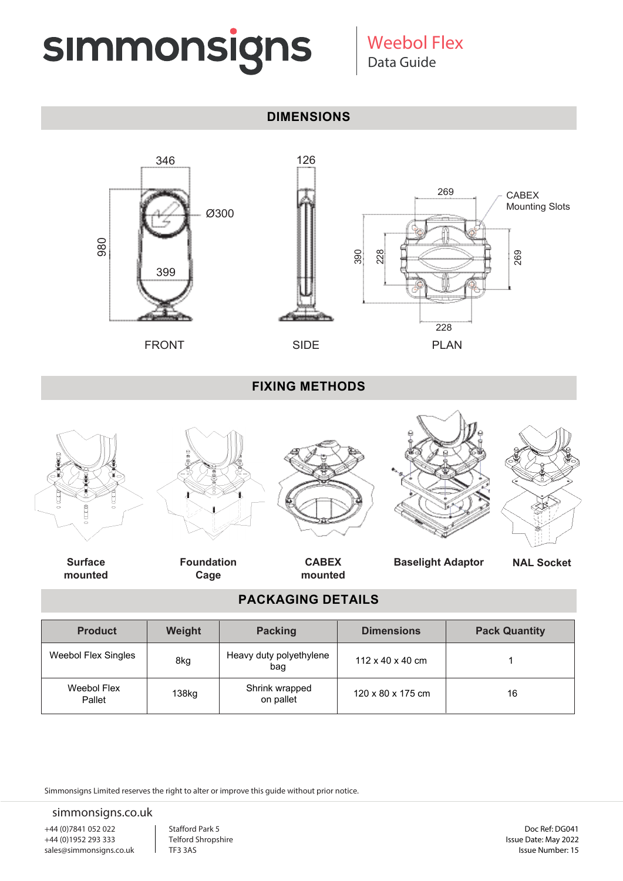simmonsigns

Weebol Flex
Data Guide

## DIMENSIONS

346
Ø300
980
399
FRONT

126
SIDE

269
CABEX Mounting Slots
390
228
269
228
PLAN

## FIXING METHODS

**Surface mounted**

**Foundation Cage**

**CABEX mounted**

**Baselight Adaptor**

**NAL Socket**

## PACKAGING DETAILS

| Product | Weight | Packing | Dimensions | Pack Quantity |
|---|---|---|---|---|
| Weebol Flex Singles | 8kg | Heavy duty polyethylene bag | 112 x 40 x 40 cm | 1 |
| Weebol Flex Pallet | 138kg | Shrink wrapped on pallet | 120 x 80 x 175 cm | 16 |

Simmonsigns Limited reserves the right to alter or improve this guide without prior notice.

simmonsigns.co.uk

+44 (0)7841 052 022
+44 (0)1952 293 333
sales@simmonsigns.co.uk

Stafford Park 5
Telford Shropshire
TF3 3AS

Doc Ref: DG041
Issue Date: May 2022
Issue Number: 15